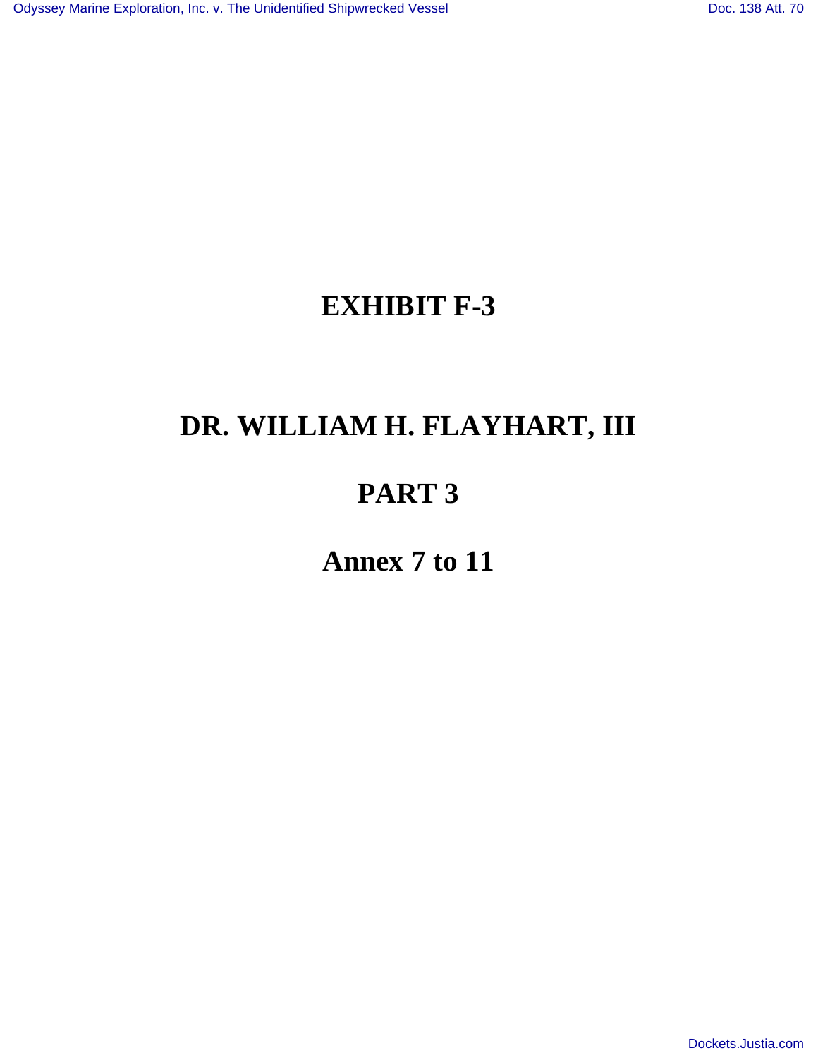# EXHIBIT F-3

# DR. WILLIAM H. FLAYHART, III

# PART 3

# Annex 7 to 11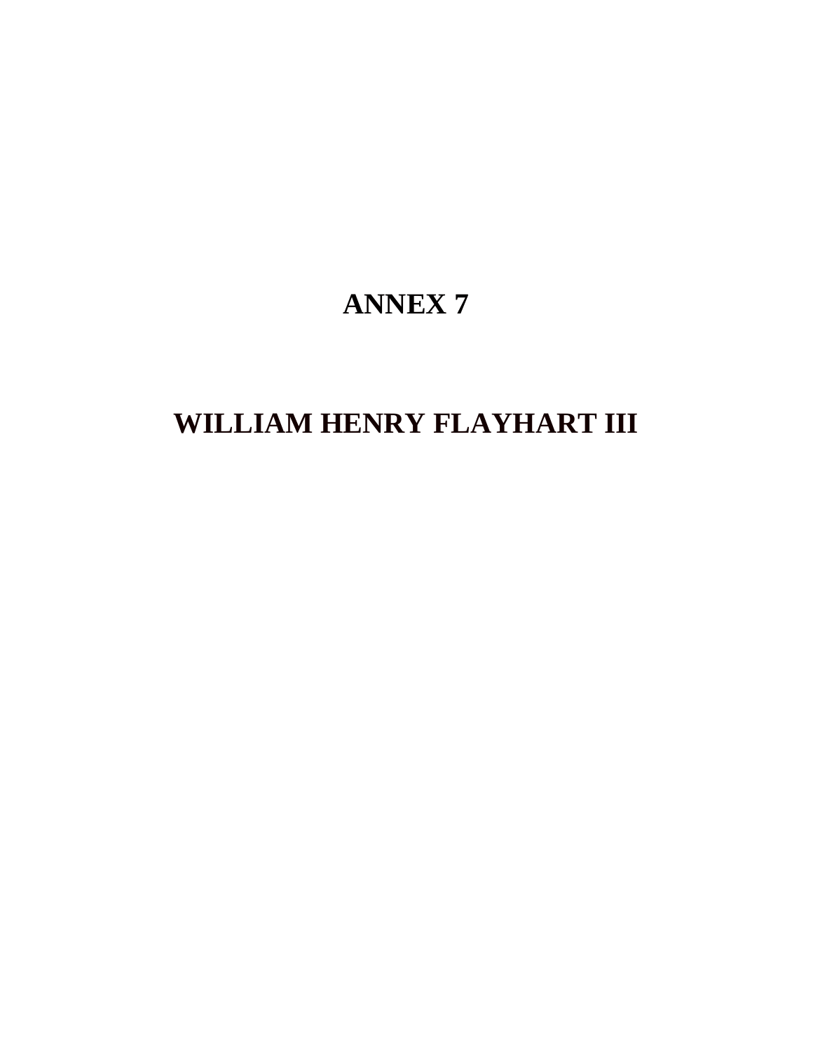# ANNEX 7

# WILLIAM HENRY FLAYHART III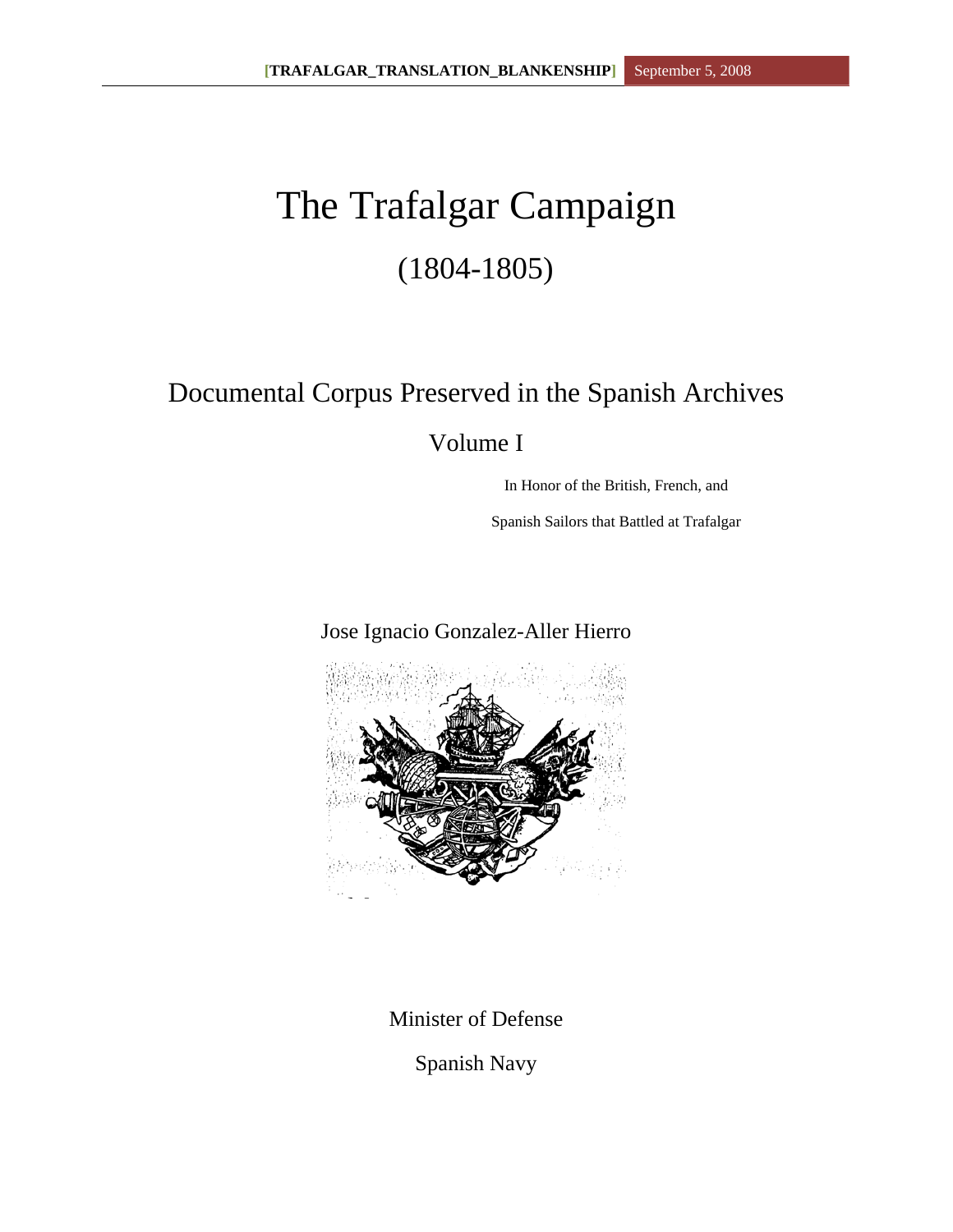# The Trafalgar Campaign

## (1804-1805)

## Documental Corpus Preserved in the Spanish Archives

### Volume I

In Honor of the British, French, and

Spanish Sailors that Battled at Trafalgar

Jose Ignacio Gonzalez-Aller Hierro

Minister of Defense

Spanish Navy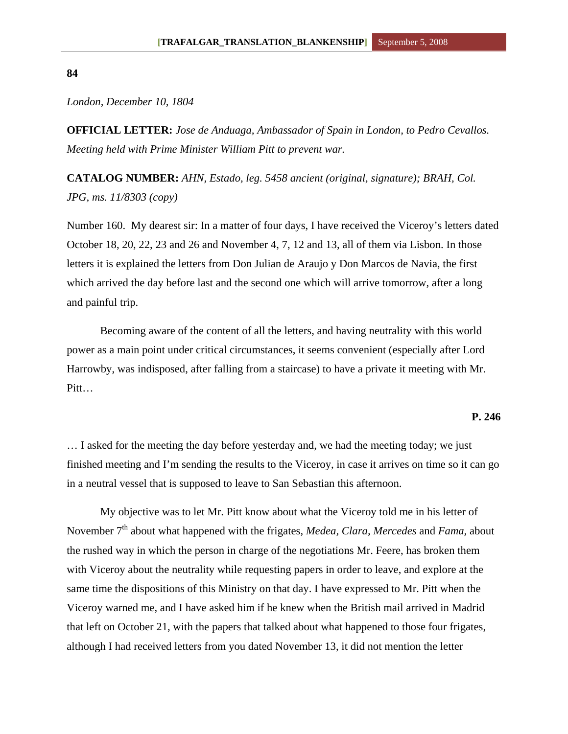**84**

*London, December 10, 1804*

**OFFICIAL LETTER:** *Jose de Anduaga, Ambassador of Spain in London, to Pedro Cevallos. Meeting held with Prime Minister William Pitt to prevent war.*

**CATALOG NUMBER:** *AHN, Estado, leg. 5458 ancient (original, signature); BRAH, Col. JPG, ms. 11/8303 (copy)*

Number 160. My dearest sir: In a matter of four days, I have received the Viceroy's letters dated October 18, 20, 22, 23 and 26 and November 4, 7, 12 and 13, all of them via Lisbon. In those letters it is explained the letters from Don Julian de Araujo y Don Marcos de Navia, the first which arrived the day before last and the second one which will arrive tomorrow, after a long and painful trip.

Becoming aware of the content of all the letters, and having neutrality with this world power as a main point under critical circumstances, it seems convenient (especially after Lord Harrowby, was indisposed, after falling from a staircase) to have a private it meeting with Mr. Pitt…

**P. 246**

… I asked for the meeting the day before yesterday and, we had the meeting today; we just finished meeting and I'm sending the results to the Viceroy, in case it arrives on time so it can go in a neutral vessel that is supposed to leave to San Sebastian this afternoon.

My objective was to let Mr. Pitt know about what the Viceroy told me in his letter of November 7th about what happened with the frigates, *Medea, Clara, Mercedes* and *Fama,* about the rushed way in which the person in charge of the negotiations Mr. Feere, has broken them with Viceroy about the neutrality while requesting papers in order to leave, and explore at the same time the dispositions of this Ministry on that day. I have expressed to Mr. Pitt when the Viceroy warned me, and I have asked him if he knew when the British mail arrived in Madrid that left on October 21, with the papers that talked about what happened to those four frigates, although I had received letters from you dated November 13, it did not mention the letter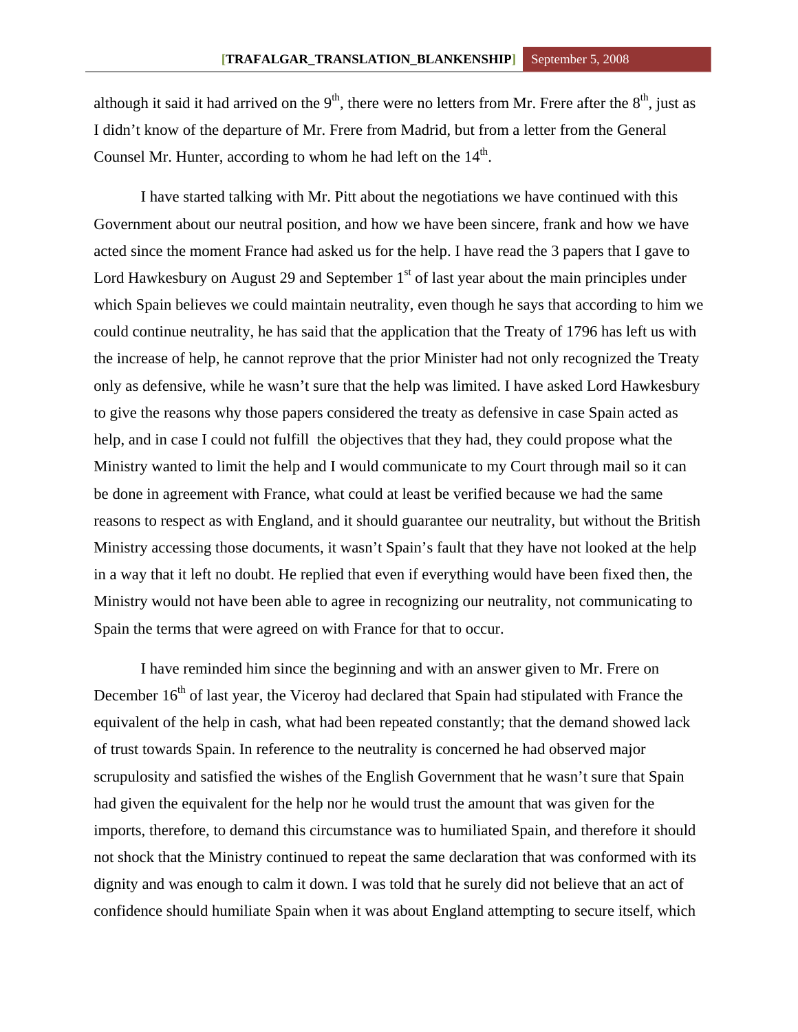although it said it had arrived on the 9th, there were no letters from Mr. Frere after the 8th, just as I didn't know of the departure of Mr. Frere from Madrid, but from a letter from the General Counsel Mr. Hunter, according to whom he had left on the 14th.

I have started talking with Mr. Pitt about the negotiations we have continued with this Government about our neutral position, and how we have been sincere, frank and how we have acted since the moment France had asked us for the help. I have read the 3 papers that I gave to Lord Hawkesbury on August 29 and September 1st of last year about the main principles under which Spain believes we could maintain neutrality, even though he says that according to him we could continue neutrality, he has said that the application that the Treaty of 1796 has left us with the increase of help, he cannot reprove that the prior Minister had not only recognized the Treaty only as defensive, while he wasn't sure that the help was limited. I have asked Lord Hawkesbury to give the reasons why those papers considered the treaty as defensive in case Spain acted as help, and in case I could not fulfill the objectives that they had, they could propose what the Ministry wanted to limit the help and I would communicate to my Court through mail so it can be done in agreement with France, what could at least be verified because we had the same reasons to respect as with England, and it should guarantee our neutrality, but without the British Ministry accessing those documents, it wasn't Spain's fault that they have not looked at the help in a way that it left no doubt. He replied that even if everything would have been fixed then, the Ministry would not have been able to agree in recognizing our neutrality, not communicating to Spain the terms that were agreed on with France for that to occur.

I have reminded him since the beginning and with an answer given to Mr. Frere on December 16th of last year, the Viceroy had declared that Spain had stipulated with France the equivalent of the help in cash, what had been repeated constantly; that the demand showed lack of trust towards Spain. In reference to the neutrality is concerned he had observed major scrupulosity and satisfied the wishes of the English Government that he wasn't sure that Spain had given the equivalent for the help nor he would trust the amount that was given for the imports, therefore, to demand this circumstance was to humiliated Spain, and therefore it should not shock that the Ministry continued to repeat the same declaration that was conformed with its dignity and was enough to calm it down. I was told that he surely did not believe that an act of confidence should humiliate Spain when it was about England attempting to secure itself, which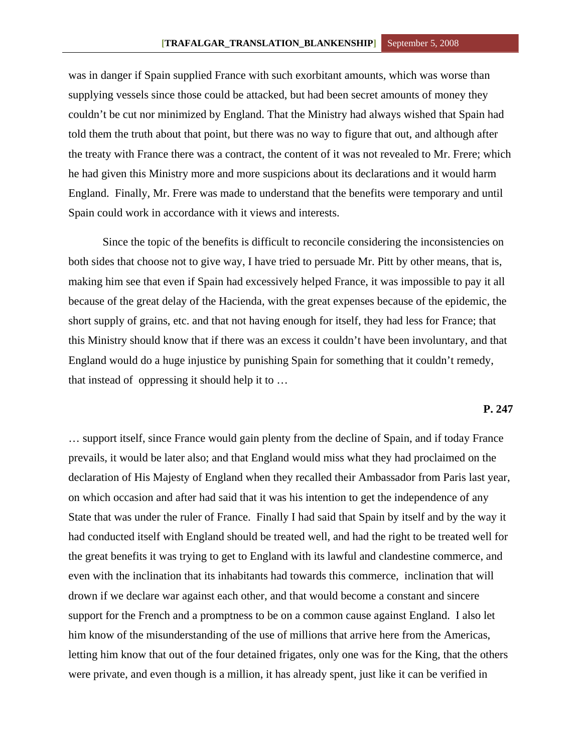was in danger if Spain supplied France with such exorbitant amounts, which was worse than supplying vessels since those could be attacked, but had been secret amounts of money they couldn't be cut nor minimized by England. That the Ministry had always wished that Spain had told them the truth about that point, but there was no way to figure that out, and although after the treaty with France there was a contract, the content of it was not revealed to Mr. Frere; which he had given this Ministry more and more suspicions about its declarations and it would harm England. Finally, Mr. Frere was made to understand that the benefits were temporary and until Spain could work in accordance with it views and interests.

Since the topic of the benefits is difficult to reconcile considering the inconsistencies on both sides that choose not to give way, I have tried to persuade Mr. Pitt by other means, that is, making him see that even if Spain had excessively helped France, it was impossible to pay it all because of the great delay of the Hacienda, with the great expenses because of the epidemic, the short supply of grains, etc. and that not having enough for itself, they had less for France; that this Ministry should know that if there was an excess it couldn't have been involuntary, and that England would do a huge injustice by punishing Spain for something that it couldn't remedy, that instead of oppressing it should help it to …

**P. 247**

… support itself, since France would gain plenty from the decline of Spain, and if today France prevails, it would be later also; and that England would miss what they had proclaimed on the declaration of His Majesty of England when they recalled their Ambassador from Paris last year, on which occasion and after had said that it was his intention to get the independence of any State that was under the ruler of France. Finally I had said that Spain by itself and by the way it had conducted itself with England should be treated well, and had the right to be treated well for the great benefits it was trying to get to England with its lawful and clandestine commerce, and even with the inclination that its inhabitants had towards this commerce, inclination that will drown if we declare war against each other, and that would become a constant and sincere support for the French and a promptness to be on a common cause against England. I also let him know of the misunderstanding of the use of millions that arrive here from the Americas, letting him know that out of the four detained frigates, only one was for the King, that the others were private, and even though is a million, it has already spent, just like it can be verified in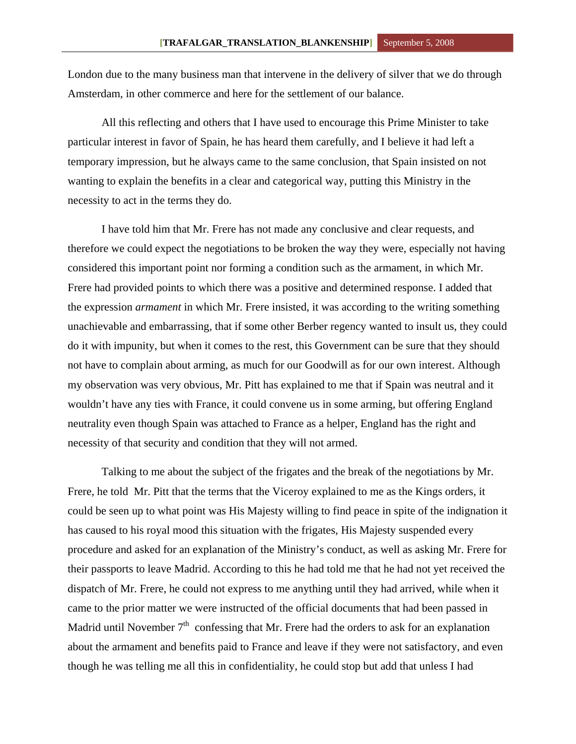London due to the many business man that intervene in the delivery of silver that we do through Amsterdam, in other commerce and here for the settlement of our balance.

All this reflecting and others that I have used to encourage this Prime Minister to take particular interest in favor of Spain, he has heard them carefully, and I believe it had left a temporary impression, but he always came to the same conclusion, that Spain insisted on not wanting to explain the benefits in a clear and categorical way, putting this Ministry in the necessity to act in the terms they do.

I have told him that Mr. Frere has not made any conclusive and clear requests, and therefore we could expect the negotiations to be broken the way they were, especially not having considered this important point nor forming a condition such as the armament, in which Mr. Frere had provided points to which there was a positive and determined response. I added that the expression *armament* in which Mr. Frere insisted, it was according to the writing something unachievable and embarrassing, that if some other Berber regency wanted to insult us, they could do it with impunity, but when it comes to the rest, this Government can be sure that they should not have to complain about arming, as much for our Goodwill as for our own interest. Although my observation was very obvious, Mr. Pitt has explained to me that if Spain was neutral and it wouldn't have any ties with France, it could convene us in some arming, but offering England neutrality even though Spain was attached to France as a helper, England has the right and necessity of that security and condition that they will not armed.

Talking to me about the subject of the frigates and the break of the negotiations by Mr. Frere, he told  Mr. Pitt that the terms that the Viceroy explained to me as the Kings orders, it could be seen up to what point was His Majesty willing to find peace in spite of the indignation it has caused to his royal mood this situation with the frigates, His Majesty suspended every procedure and asked for an explanation of the Ministry's conduct, as well as asking Mr. Frere for their passports to leave Madrid. According to this he had told me that he had not yet received the dispatch of Mr. Frere, he could not express to me anything until they had arrived, while when it came to the prior matter we were instructed of the official documents that had been passed in Madrid until November 7th  confessing that Mr. Frere had the orders to ask for an explanation about the armament and benefits paid to France and leave if they were not satisfactory, and even though he was telling me all this in confidentiality, he could stop but add that unless I had